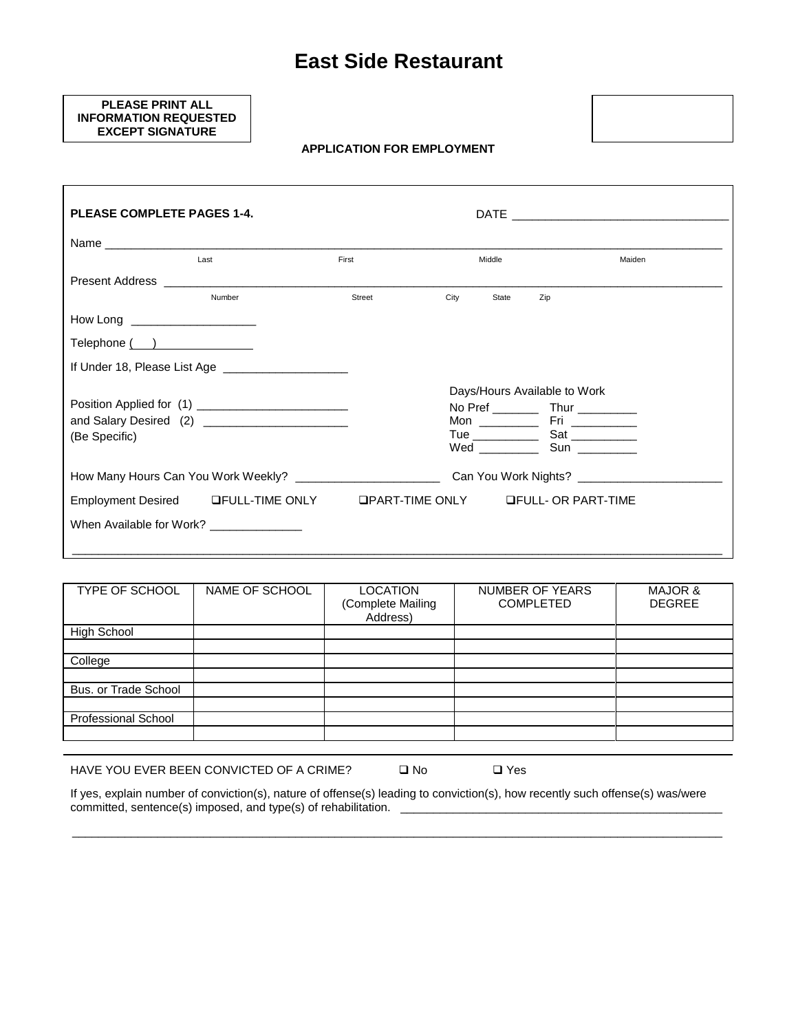# East Side Restaurant

**PLEASE PRINT ALL INFORMATION REQUESTED EXCEPT SIGNATURE**

**APPLICATION FOR EMPLOYMENT**

**PLEASE COMPLETE PAGES 1-4.**

DATE ________________________________

Name ______________________________________________________________________________

Last First Middle Maiden

Present Address _____________________________________________________________________

Number Street City State Zip

How Long ___________________

Telephone (   ) _______________

If Under 18, Please List Age ___________________

Position Applied for (1) _______________________

and Salary Desired (2) _______________________

(Be Specific)

Days/Hours Available to Work

No Pref _______ Thur _________

Mon _________ Fri __________

Tue __________ Sat __________

Wed _________ Sun _________

How Many Hours Can You Work Weekly? ______________________ Can You Work Nights? ______________________

Employment Desired ❑FULL-TIME ONLY ❑PART-TIME ONLY ❑FULL- OR PART-TIME

When Available for Work? ______________

_____________________________________________________________________________________

| TYPE OF SCHOOL | NAME OF SCHOOL | LOCATION (Complete Mailing Address) | NUMBER OF YEARS COMPLETED | MAJOR & DEGREE |
|---|---|---|---|---|
| High School | | | | |
| | | | | |
| College | | | | |
| | | | | |
| Bus. or Trade School | | | | |
| | | | | |
| Professional School | | | | |
| | | | | |

HAVE YOU EVER BEEN CONVICTED OF A CRIME? ❑ No ❑ Yes

If yes, explain number of conviction(s), nature of offense(s) leading to conviction(s), how recently such offense(s) was/were committed, sentence(s) imposed, and type(s) of rehabilitation. ____________________________________________________

_____________________________________________________________________________________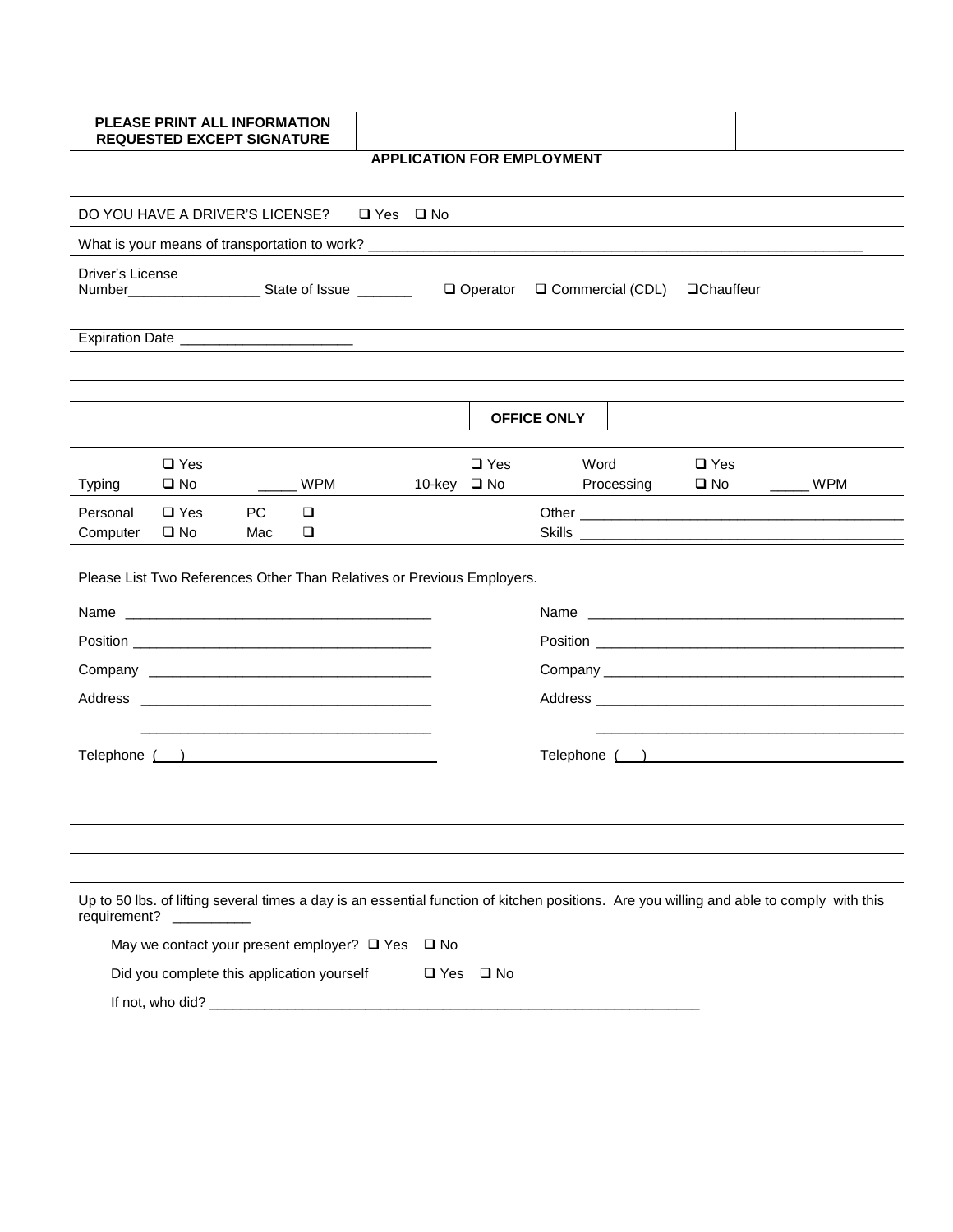**PLEASE PRINT ALL INFORMATION REQUESTED EXCEPT SIGNATURE**

**APPLICATION FOR EMPLOYMENT**

DO YOU HAVE A DRIVER'S LICENSE? ❑ Yes ❑ No

What is your means of transportation to work? ___________________________________________________________________

Driver's License Number_________________ State of Issue _______ ❑ Operator ❑ Commercial (CDL) ❑Chauffeur

Expiration Date ______________________

**OFFICE ONLY**

| | | | | | |
|---|---|---|---|---|---|
| Typing | ❑ Yes ❑ No | _____ WPM | 10-key ❑ Yes ❑ No | Word Processing | ❑ Yes ❑ No _____ WPM |
| Personal Computer | ❑ Yes ❑ No | PC ❑ Mac ❑ | | Other Skills ____________________ | |

Please List Two References Other Than Relatives or Previous Employers.

| | |
|---|---|
| Name _______________________________________ | Name _______________________________________ |
| Position _______________________________________ | Position _______________________________________ |
| Company _______________________________________ | Company _______________________________________ |
| Address _______________________________________ | Address _______________________________________ |
| _______________________________________ | _______________________________________ |
| Telephone ( ) | Telephone ( ) |

Up to 50 lbs. of lifting several times a day is an essential function of kitchen positions. Are you willing and able to comply with this requirement? __________

May we contact your present employer? ❑ Yes ❑ No

Did you complete this application yourself ❑ Yes ❑ No

If not, who did? ___________________________________________________________________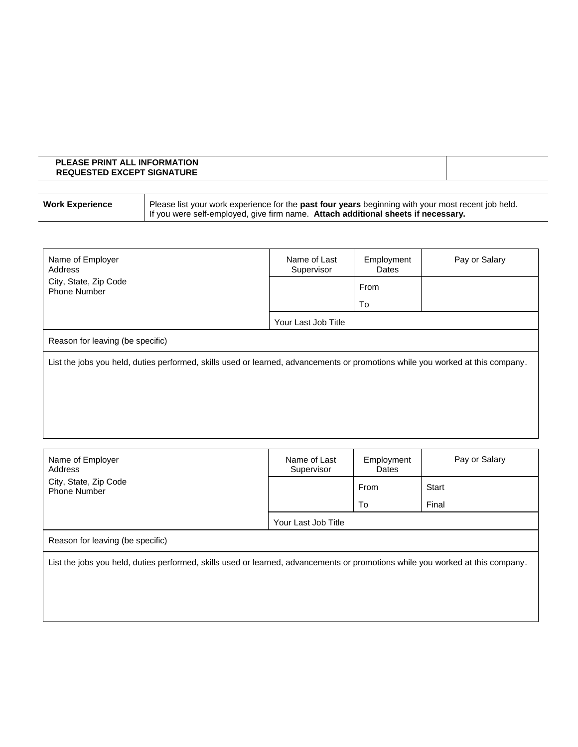| PLEASE PRINT ALL INFORMATION REQUESTED EXCEPT SIGNATURE | | |
|---|---|---|

| **Work Experience** | Please list your work experience for the **past four years** beginning with your most recent job held. If you were self-employed, give firm name. **Attach additional sheets if necessary.** |
|---|---|

| Name of Employer<br>Address<br>City, State, Zip Code<br>Phone Number | Name of Last Supervisor | Employment Dates | Pay or Salary |
|---|---|---|---|
| | | From | |
| | | To | |
| | Your Last Job Title | | |
| Reason for leaving (be specific) | | | |
| List the jobs you held, duties performed, skills used or learned, advancements or promotions while you worked at this company. | | | |

| Name of Employer<br>Address<br>City, State, Zip Code<br>Phone Number | Name of Last Supervisor | Employment Dates | Pay or Salary |
|---|---|---|---|
| | | From | Start |
| | | To | Final |
| | Your Last Job Title | | |
| Reason for leaving (be specific) | | | |
| List the jobs you held, duties performed, skills used or learned, advancements or promotions while you worked at this company. | | | |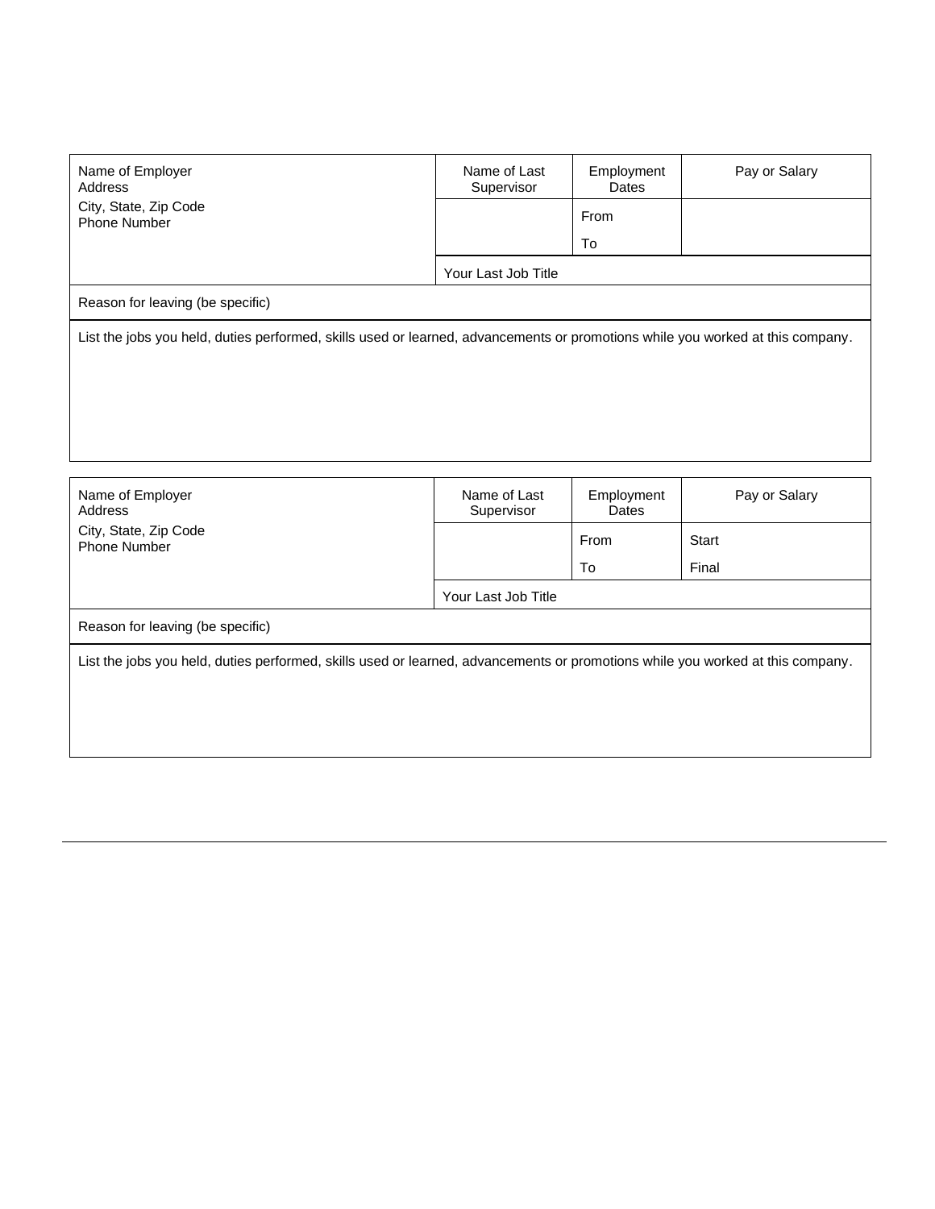| Name of Employer<br>Address<br>City, State, Zip Code<br>Phone Number | Name of Last Supervisor | Employment Dates | Pay or Salary |
|---|---|---|---|
| | | From | |
| | | To | |
| | Your Last Job Title | | |
| Reason for leaving (be specific) | | | |
| List the jobs you held, duties performed, skills used or learned, advancements or promotions while you worked at this company. | | | |

| Name of Employer<br>Address<br>City, State, Zip Code<br>Phone Number | Name of Last Supervisor | Employment Dates | Pay or Salary |
|---|---|---|---|
| | | From | Start |
| | | To | Final |
| | Your Last Job Title | | |
| Reason for leaving (be specific) | | | |
| List the jobs you held, duties performed, skills used or learned, advancements or promotions while you worked at this company. | | | |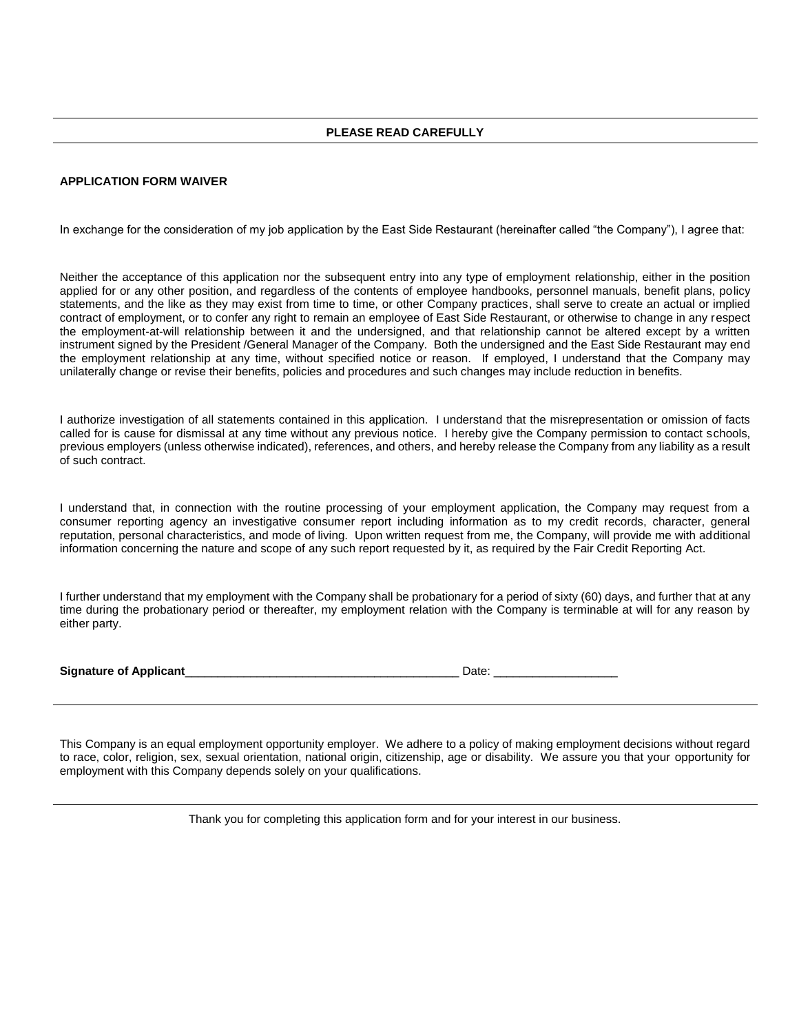---

**PLEASE READ CAREFULLY**

---

**APPLICATION FORM WAIVER**

In exchange for the consideration of my job application by the East Side Restaurant (hereinafter called "the Company"), I agree that:

Neither the acceptance of this application nor the subsequent entry into any type of employment relationship, either in the position applied for or any other position, and regardless of the contents of employee handbooks, personnel manuals, benefit plans, policy statements, and the like as they may exist from time to time, or other Company practices, shall serve to create an actual or implied contract of employment, or to confer any right to remain an employee of East Side Restaurant, or otherwise to change in any respect the employment-at-will relationship between it and the undersigned, and that relationship cannot be altered except by a written instrument signed by the President /General Manager of the Company. Both the undersigned and the East Side Restaurant may end the employment relationship at any time, without specified notice or reason. If employed, I understand that the Company may unilaterally change or revise their benefits, policies and procedures and such changes may include reduction in benefits.

I authorize investigation of all statements contained in this application. I understand that the misrepresentation or omission of facts called for is cause for dismissal at any time without any previous notice. I hereby give the Company permission to contact schools, previous employers (unless otherwise indicated), references, and others, and hereby release the Company from any liability as a result of such contract.

I understand that, in connection with the routine processing of your employment application, the Company may request from a consumer reporting agency an investigative consumer report including information as to my credit records, character, general reputation, personal characteristics, and mode of living. Upon written request from me, the Company, will provide me with additional information concerning the nature and scope of any such report requested by it, as required by the Fair Credit Reporting Act.

I further understand that my employment with the Company shall be probationary for a period of sixty (60) days, and further that at any time during the probationary period or thereafter, my employment relation with the Company is terminable at will for any reason by either party.

**Signature of Applicant**__________________________________________ Date: ___________________

---

This Company is an equal employment opportunity employer. We adhere to a policy of making employment decisions without regard to race, color, religion, sex, sexual orientation, national origin, citizenship, age or disability. We assure you that your opportunity for employment with this Company depends solely on your qualifications.

---

Thank you for completing this application form and for your interest in our business.